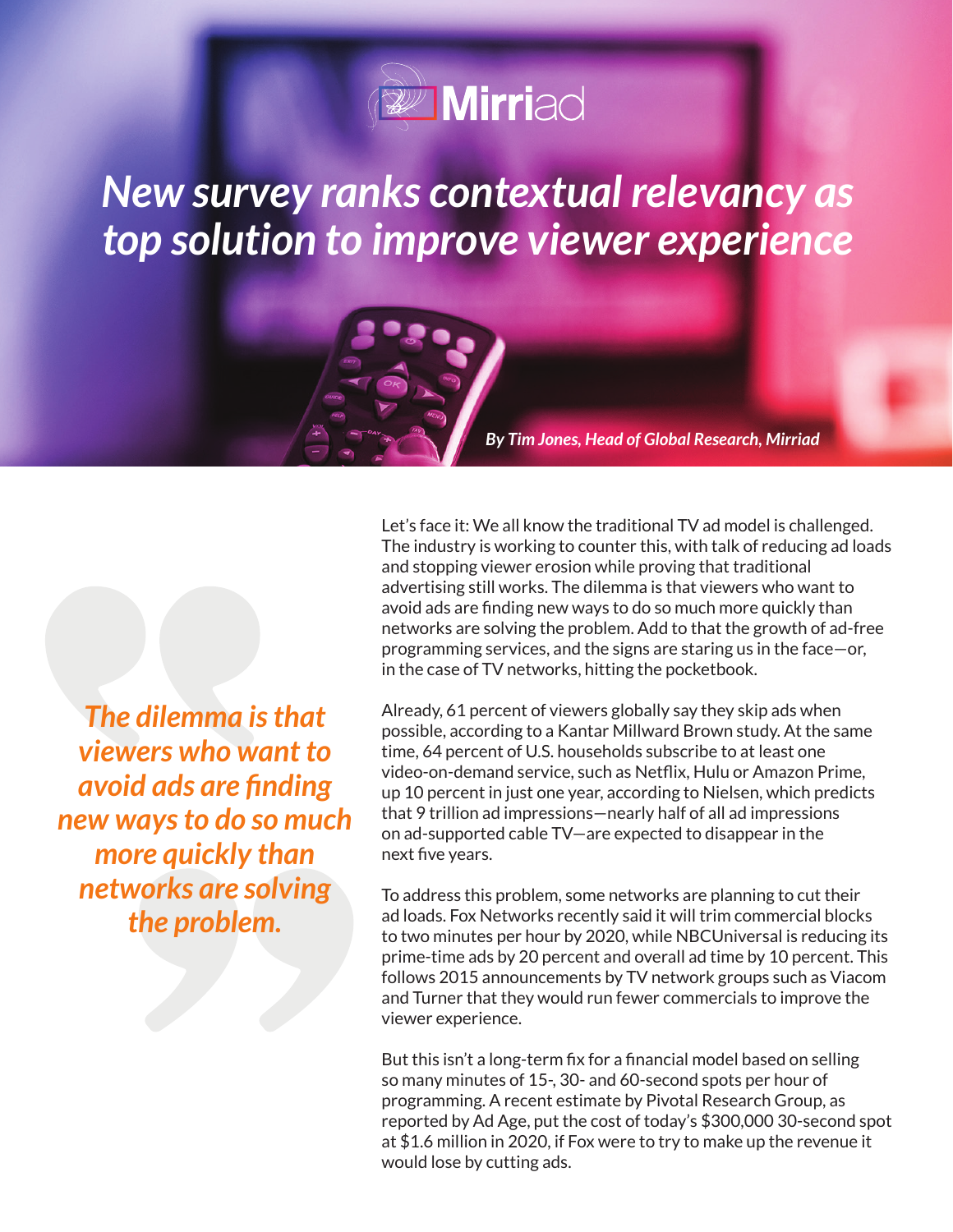Mirriad

# *New survey ranks contextual relevancy as top solution to improve viewer experience*

***By Tim Jones, Head of Global Research, Mirriad***

Let's face it: We all know the traditional TV ad model is challenged. The industry is working to counter this, with talk of reducing ad loads and stopping viewer erosion while proving that traditional advertising still works. The dilemma is that viewers who want to avoid ads are finding new ways to do so much more quickly than networks are solving the problem. Add to that the growth of ad-free programming services, and the signs are staring us in the face—or, in the case of TV networks, hitting the pocketbook.

> ***The dilemma is that viewers who want to avoid ads are finding new ways to do so much more quickly than networks are solving the problem.***

Already, 61 percent of viewers globally say they skip ads when possible, according to a Kantar Millward Brown study. At the same time, 64 percent of U.S. households subscribe to at least one video-on-demand service, such as Netflix, Hulu or Amazon Prime, up 10 percent in just one year, according to Nielsen, which predicts that 9 trillion ad impressions—nearly half of all ad impressions on ad-supported cable TV—are expected to disappear in the next five years.

To address this problem, some networks are planning to cut their ad loads. Fox Networks recently said it will trim commercial blocks to two minutes per hour by 2020, while NBCUniversal is reducing its prime-time ads by 20 percent and overall ad time by 10 percent. This follows 2015 announcements by TV network groups such as Viacom and Turner that they would run fewer commercials to improve the viewer experience.

But this isn't a long-term fix for a financial model based on selling so many minutes of 15-, 30- and 60-second spots per hour of programming. A recent estimate by Pivotal Research Group, as reported by Ad Age, put the cost of today's $300,000 30-second spot at $1.6 million in 2020, if Fox were to try to make up the revenue it would lose by cutting ads.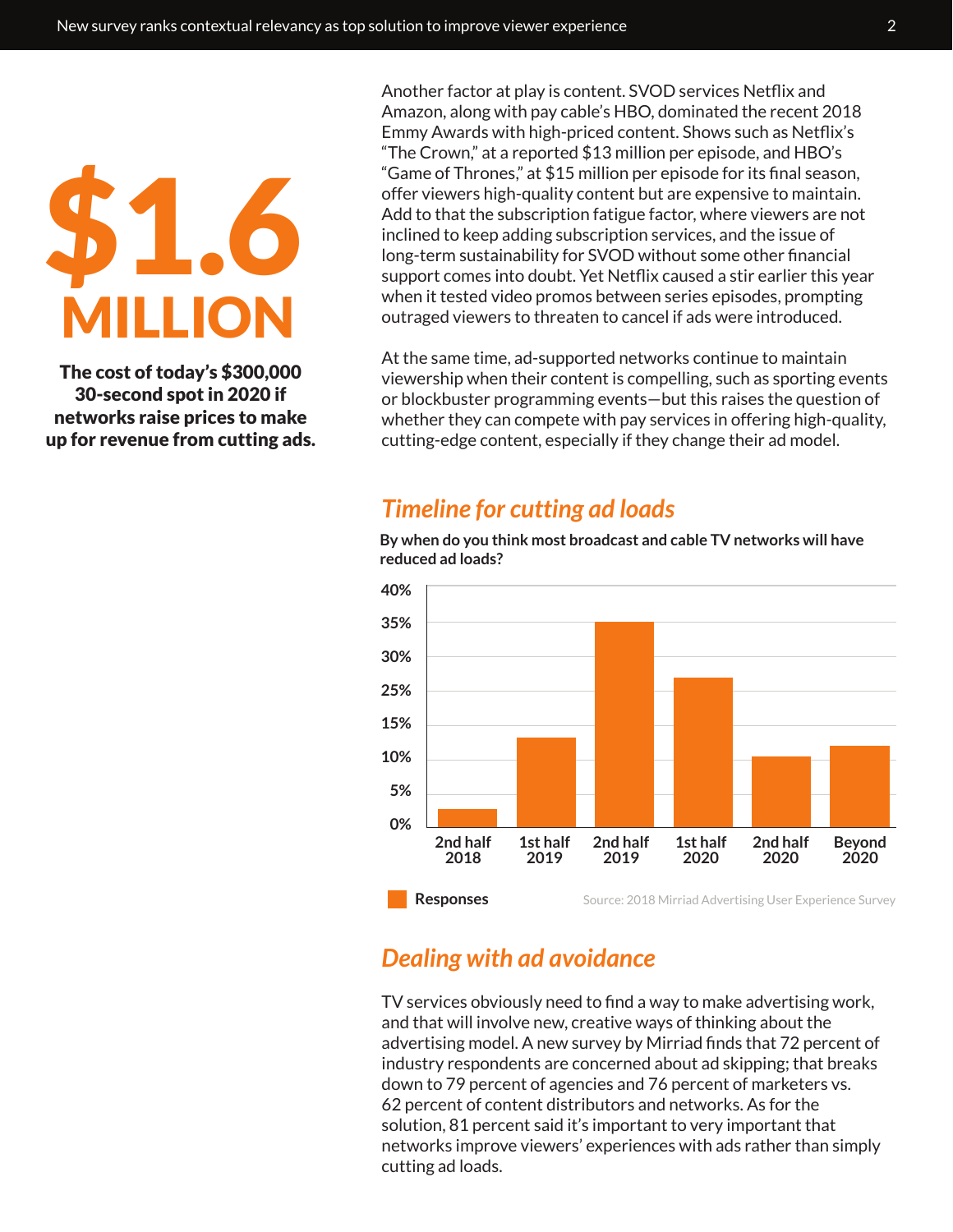# $1.6 MILLION

**The cost of today's $300,000 30-second spot in 2020 if networks raise prices to make up for revenue from cutting ads.**

Another factor at play is content. SVOD services Netflix and Amazon, along with pay cable's HBO, dominated the recent 2018 Emmy Awards with high-priced content. Shows such as Netflix's "The Crown," at a reported $13 million per episode, and HBO's "Game of Thrones," at $15 million per episode for its final season, offer viewers high-quality content but are expensive to maintain. Add to that the subscription fatigue factor, where viewers are not inclined to keep adding subscription services, and the issue of long-term sustainability for SVOD without some other financial support comes into doubt. Yet Netflix caused a stir earlier this year when it tested video promos between series episodes, prompting outraged viewers to threaten to cancel if ads were introduced.

At the same time, ad-supported networks continue to maintain viewership when their content is compelling, such as sporting events or blockbuster programming events—but this raises the question of whether they can compete with pay services in offering high-quality, cutting-edge content, especially if they change their ad model.

## *Timeline for cutting ad loads*

**By when do you think most broadcast and cable TV networks will have reduced ad loads?**

40%
35%
30%
25%
15%
10%
5%
0%

2nd half 2018
1st half 2019
2nd half 2019
1st half 2020
2nd half 2020
Beyond 2020

Responses

Source: 2018 Mirriad Advertising User Experience Survey

## *Dealing with ad avoidance*

TV services obviously need to find a way to make advertising work, and that will involve new, creative ways of thinking about the advertising model. A new survey by Mirriad finds that 72 percent of industry respondents are concerned about ad skipping; that breaks down to 79 percent of agencies and 76 percent of marketers vs. 62 percent of content distributors and networks. As for the solution, 81 percent said it's important to very important that networks improve viewers' experiences with ads rather than simply cutting ad loads.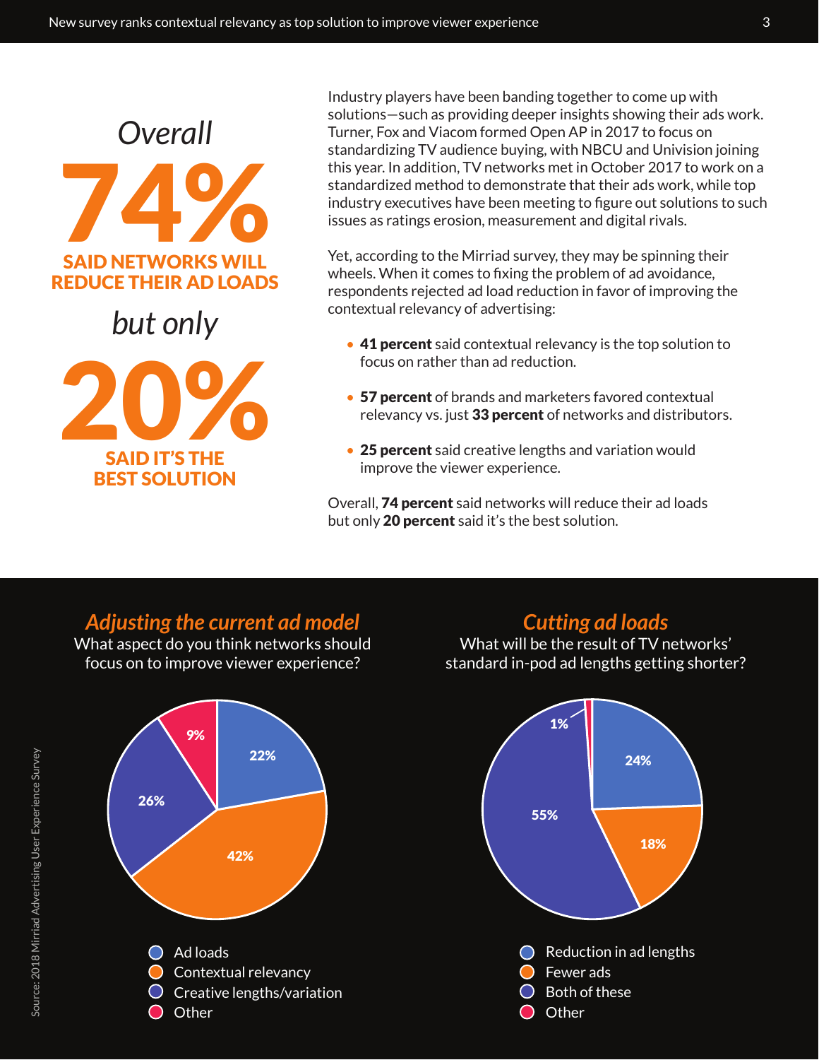*Overall*

**74%**

**SAID NETWORKS WILL REDUCE THEIR AD LOADS**

*but only*

**20%**

**SAID IT'S THE BEST SOLUTION**

Industry players have been banding together to come up with solutions—such as providing deeper insights showing their ads work. Turner, Fox and Viacom formed Open AP in 2017 to focus on standardizing TV audience buying, with NBCU and Univision joining this year. In addition, TV networks met in October 2017 to work on a standardized method to demonstrate that their ads work, while top industry executives have been meeting to figure out solutions to such issues as ratings erosion, measurement and digital rivals.

Yet, according to the Mirriad survey, they may be spinning their wheels. When it comes to fixing the problem of ad avoidance, respondents rejected ad load reduction in favor of improving the contextual relevancy of advertising:

- **41 percent** said contextual relevancy is the top solution to focus on rather than ad reduction.
- **57 percent** of brands and marketers favored contextual relevancy vs. just **33 percent** of networks and distributors.
- **25 percent** said creative lengths and variation would improve the viewer experience.

Overall, **74 percent** said networks will reduce their ad loads but only **20 percent** said it's the best solution.

## *Adjusting the current ad model*

What aspect do you think networks should focus on to improve viewer experience?

22%
42%
26%
9%

Ad loads
Contextual relevancy
Creative lengths/variation
Other

## *Cutting ad loads*

What will be the result of TV networks' standard in-pod ad lengths getting shorter?

24%
18%
55%
1%

Reduction in ad lengths
Fewer ads
Both of these
Other

Source: 2018 Mirriad Advertising User Experience Survey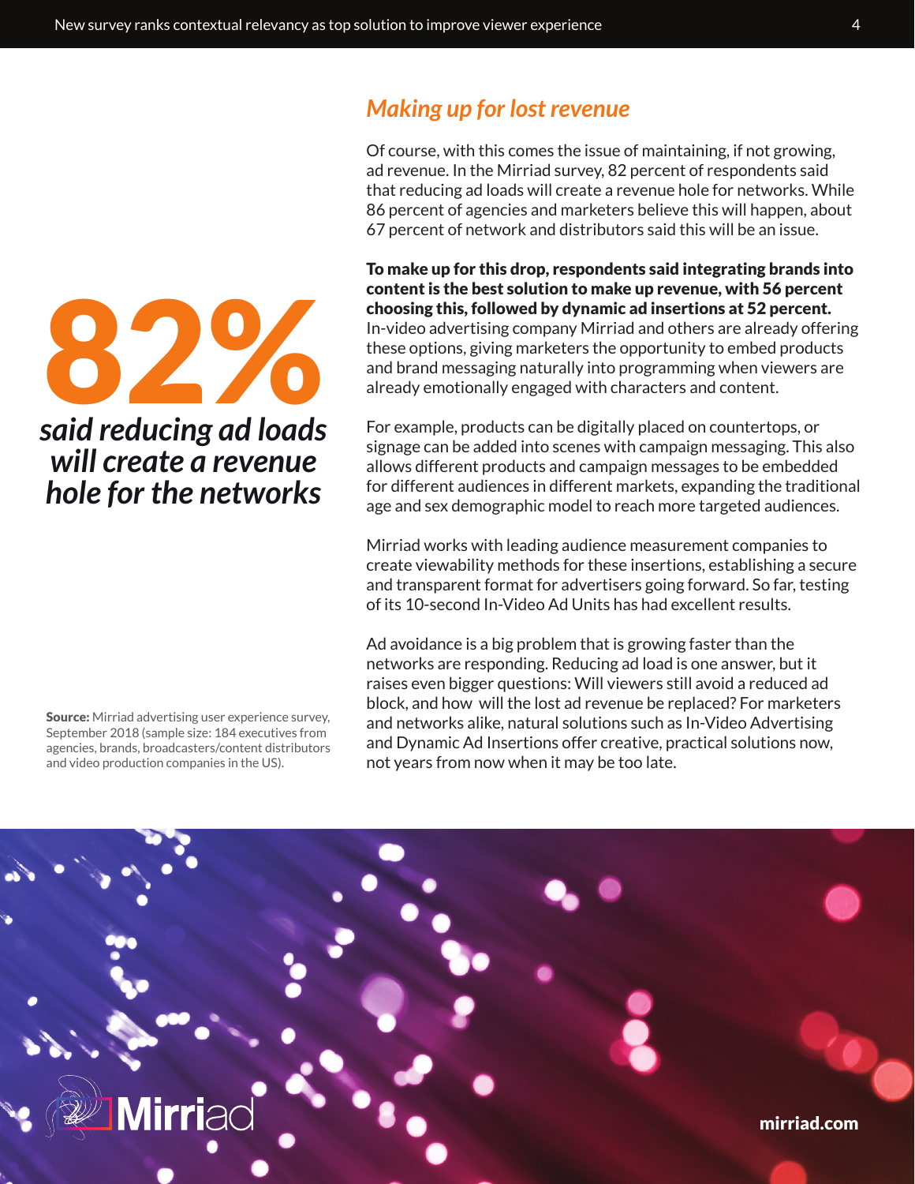## *Making up for lost revenue*

Of course, with this comes the issue of maintaining, if not growing, ad revenue. In the Mirriad survey, 82 percent of respondents said that reducing ad loads will create a revenue hole for networks. While 86 percent of agencies and marketers believe this will happen, about 67 percent of network and distributors said this will be an issue.

**To make up for this drop, respondents said integrating brands into content is the best solution to make up revenue, with 56 percent choosing this, followed by dynamic ad insertions at 52 percent.** In-video advertising company Mirriad and others are already offering these options, giving marketers the opportunity to embed products and brand messaging naturally into programming when viewers are already emotionally engaged with characters and content.

For example, products can be digitally placed on countertops, or signage can be added into scenes with campaign messaging. This also allows different products and campaign messages to be embedded for different audiences in different markets, expanding the traditional age and sex demographic model to reach more targeted audiences.

Mirriad works with leading audience measurement companies to create viewability methods for these insertions, establishing a secure and transparent format for advertisers going forward. So far, testing of its 10-second In-Video Ad Units has had excellent results.

Ad avoidance is a big problem that is growing faster than the networks are responding. Reducing ad load is one answer, but it raises even bigger questions: Will viewers still avoid a reduced ad block, and how will the lost ad revenue be replaced? For marketers and networks alike, natural solutions such as In-Video Advertising and Dynamic Ad Insertions offer creative, practical solutions now, not years from now when it may be too late.

**82%**

***said reducing ad loads will create a revenue hole for the networks***

**Source:** Mirriad advertising user experience survey, September 2018 (sample size: 184 executives from agencies, brands, broadcasters/content distributors and video production companies in the US).

Mirriad

**mirriad.com**